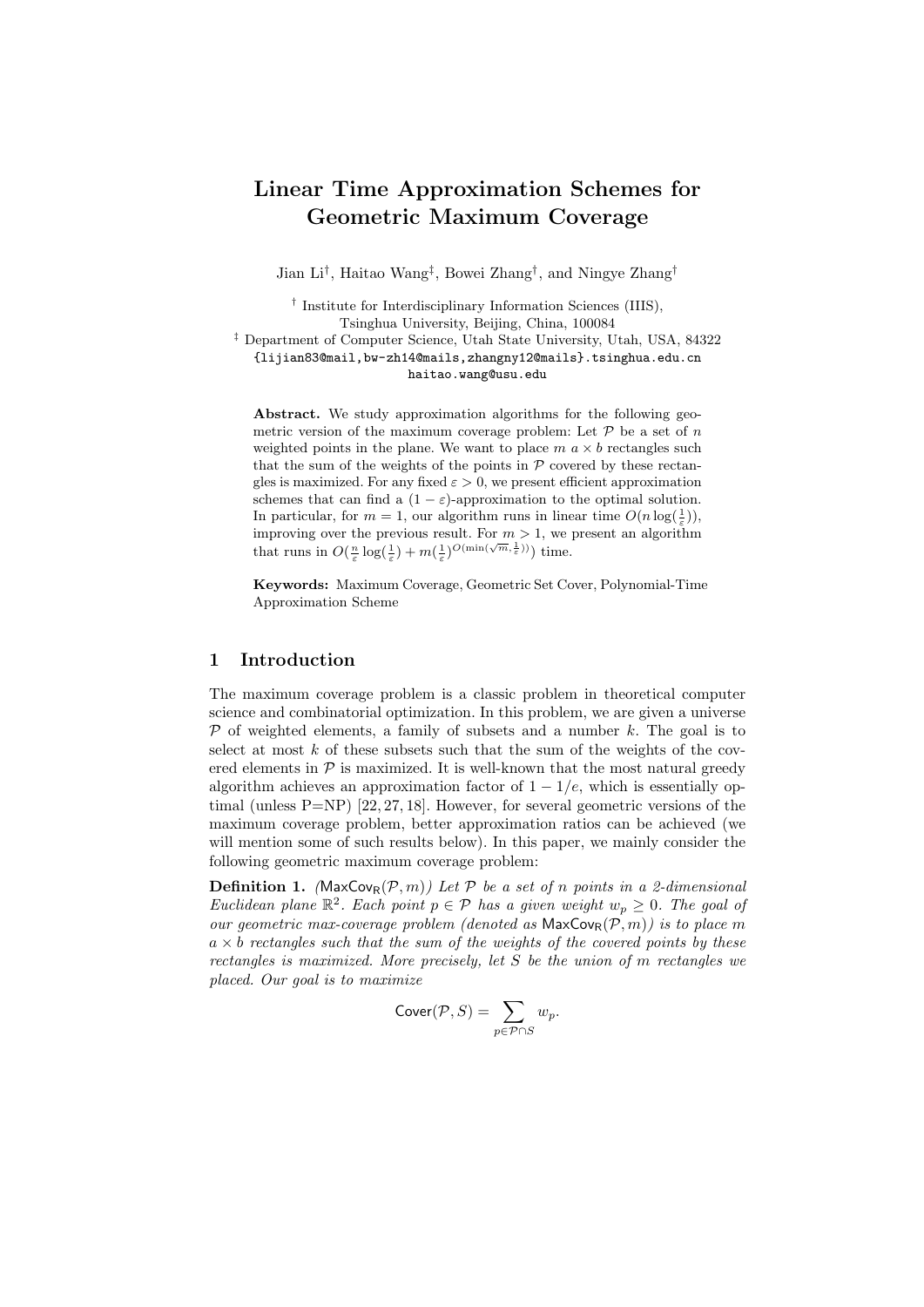# Linear Time Approximation Schemes for Geometric Maximum Coverage

Jian Li[†], Haitao Wang[‡], Bowei Zhang[†], and Ningye Zhang[†]

[†] Institute for Interdisciplinary Information Sciences (IIIS), Tsinghua University, Beijing, China, 100084
[‡] Department of Computer Science, Utah State University, Utah, USA, 84322
{lijian83@mail,bw-zh14@mails,zhangny12@mails}.tsinghua.edu.cn
haitao.wang@usu.edu

**Abstract.** We study approximation algorithms for the following geometric version of the maximum coverage problem: Let $\mathcal{P}$ be a set of $n$ weighted points in the plane. We want to place $m$ $a \times b$ rectangles such that the sum of the weights of the points in $\mathcal{P}$ covered by these rectangles is maximized. For any fixed $\varepsilon > 0$, we present efficient approximation schemes that can find a $(1-\varepsilon)$-approximation to the optimal solution. In particular, for $m = 1$, our algorithm runs in linear time $O(n \log(\frac{1}{\varepsilon}))$, improving over the previous result. For $m > 1$, we present an algorithm that runs in $O(\frac{n}{\varepsilon}\log(\frac{1}{\varepsilon}) + m(\frac{1}{\varepsilon})^{O(\min(\sqrt{m},\frac{1}{\varepsilon}))})$ time.

**Keywords:** Maximum Coverage, Geometric Set Cover, Polynomial-Time Approximation Scheme

## 1 Introduction

The maximum coverage problem is a classic problem in theoretical computer science and combinatorial optimization. In this problem, we are given a universe $\mathcal{P}$ of weighted elements, a family of subsets and a number $k$. The goal is to select at most $k$ of these subsets such that the sum of the weights of the covered elements in $\mathcal{P}$ is maximized. It is well-known that the most natural greedy algorithm achieves an approximation factor of $1 - 1/e$, which is essentially optimal (unless P=NP) [22, 27, 18]. However, for several geometric versions of the maximum coverage problem, better approximation ratios can be achieved (we will mention some of such results below). In this paper, we mainly consider the following geometric maximum coverage problem:

**Definition 1.** *($\mathsf{MaxCov}_\mathsf{R}(\mathcal{P}, m)$) Let $\mathcal{P}$ be a set of $n$ points in a 2-dimensional Euclidean plane $\mathbb{R}^2$. Each point $p \in \mathcal{P}$ has a given weight $w_p \geq 0$. The goal of our geometric max-coverage problem (denoted as $\mathsf{MaxCov}_\mathsf{R}(\mathcal{P}, m)$) is to place $m$ $a \times b$ rectangles such that the sum of the weights of the covered points by these rectangles is maximized. More precisely, let $S$ be the union of $m$ rectangles we placed. Our goal is to maximize*

$$\mathsf{Cover}(\mathcal{P}, S) = \sum_{p \in \mathcal{P} \cap S} w_p.$$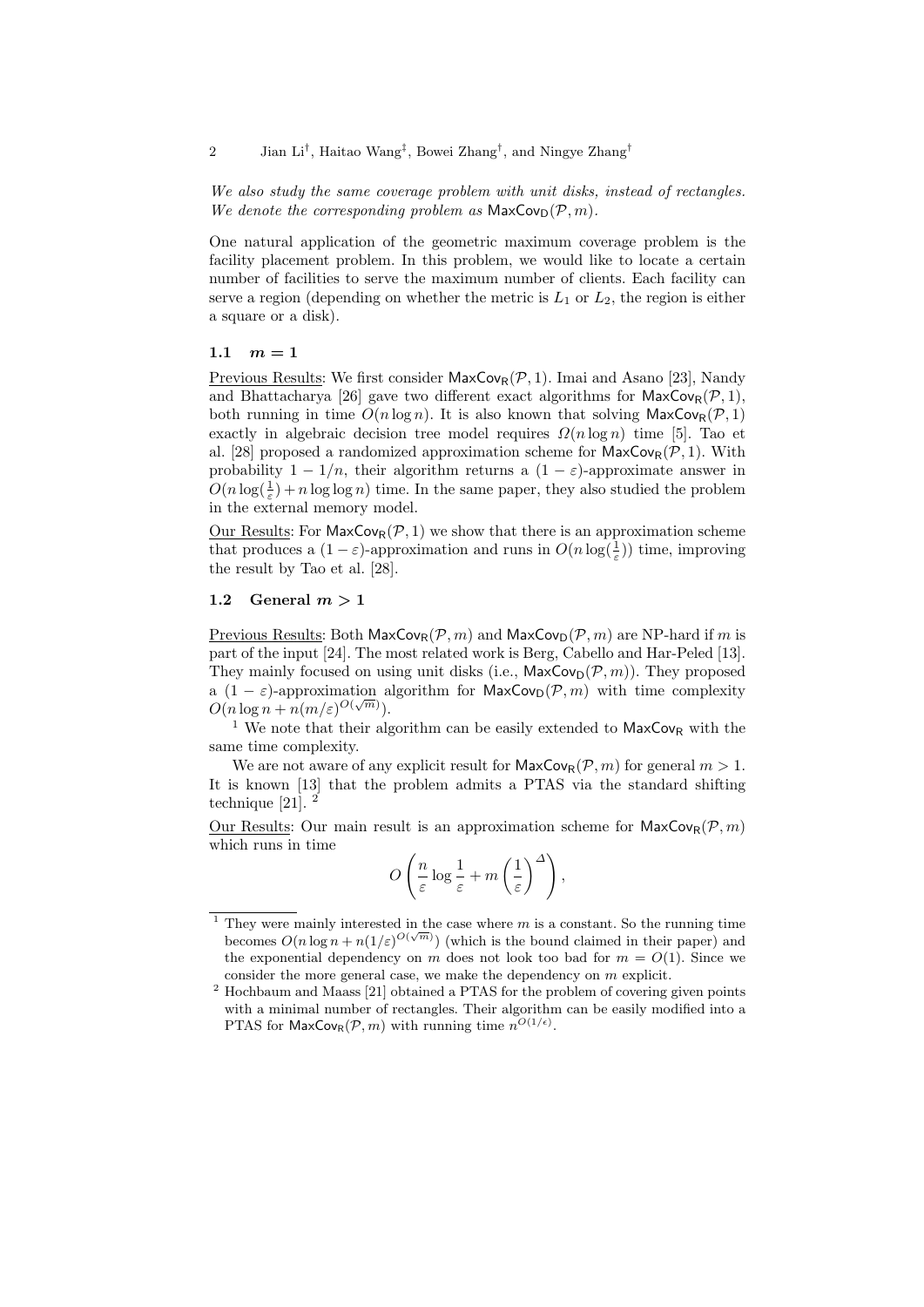*We also study the same coverage problem with unit disks, instead of rectangles. We denote the corresponding problem as* $\mathsf{MaxCov_D}(\mathcal{P}, m)$.

One natural application of the geometric maximum coverage problem is the facility placement problem. In this problem, we would like to locate a certain number of facilities to serve the maximum number of clients. Each facility can serve a region (depending on whether the metric is $L_1$ or $L_2$, the region is either a square or a disk).

### 1.1 $m = 1$

Previous Results: We first consider $\mathsf{MaxCov_R}(\mathcal{P}, 1)$. Imai and Asano [23], Nandy and Bhattacharya [26] gave two different exact algorithms for $\mathsf{MaxCov_R}(\mathcal{P}, 1)$, both running in time $O(n \log n)$. It is also known that solving $\mathsf{MaxCov_R}(\mathcal{P}, 1)$ exactly in algebraic decision tree model requires $\Omega(n \log n)$ time [5]. Tao et al. [28] proposed a randomized approximation scheme for $\mathsf{MaxCov_R}(\mathcal{P}, 1)$. With probability $1 - 1/n$, their algorithm returns a $(1 - \varepsilon)$-approximate answer in $O(n \log(\frac{1}{\varepsilon}) + n \log \log n)$ time. In the same paper, they also studied the problem in the external memory model.

Our Results: For $\mathsf{MaxCov_R}(\mathcal{P}, 1)$ we show that there is an approximation scheme that produces a $(1 - \varepsilon)$-approximation and runs in $O(n \log(\frac{1}{\varepsilon}))$ time, improving the result by Tao et al. [28].

### 1.2 General $m > 1$

Previous Results: Both $\mathsf{MaxCov_R}(\mathcal{P}, m)$ and $\mathsf{MaxCov_D}(\mathcal{P}, m)$ are NP-hard if $m$ is part of the input [24]. The most related work is Berg, Cabello and Har-Peled [13]. They mainly focused on using unit disks (i.e., $\mathsf{MaxCov_D}(\mathcal{P}, m)$). They proposed a $(1 - \varepsilon)$-approximation algorithm for $\mathsf{MaxCov_D}(\mathcal{P}, m)$ with time complexity $O(n \log n + n(m/\varepsilon)^{O(\sqrt{m})})$.
[1] We note that their algorithm can be easily extended to $\mathsf{MaxCov_R}$ with the same time complexity.

We are not aware of any explicit result for $\mathsf{MaxCov_R}(\mathcal{P}, m)$ for general $m > 1$. It is known [13] that the problem admits a PTAS via the standard shifting technique [21]. [2]

Our Results: Our main result is an approximation scheme for $\mathsf{MaxCov_R}(\mathcal{P}, m)$ which runs in time

$$O\left(\frac{n}{\varepsilon} \log \frac{1}{\varepsilon} + m \left(\frac{1}{\varepsilon}\right)^{\Delta}\right),$$

---

[1] They were mainly interested in the case where $m$ is a constant. So the running time becomes $O(n \log n + n(1/\varepsilon)^{O(\sqrt{m})})$ (which is the bound claimed in their paper) and the exponential dependency on $m$ does not look too bad for $m = O(1)$. Since we consider the more general case, we make the dependency on $m$ explicit.

[2] Hochbaum and Maass [21] obtained a PTAS for the problem of covering given points with a minimal number of rectangles. Their algorithm can be easily modified into a PTAS for $\mathsf{MaxCov_R}(\mathcal{P}, m)$ with running time $n^{O(1/\epsilon)}$.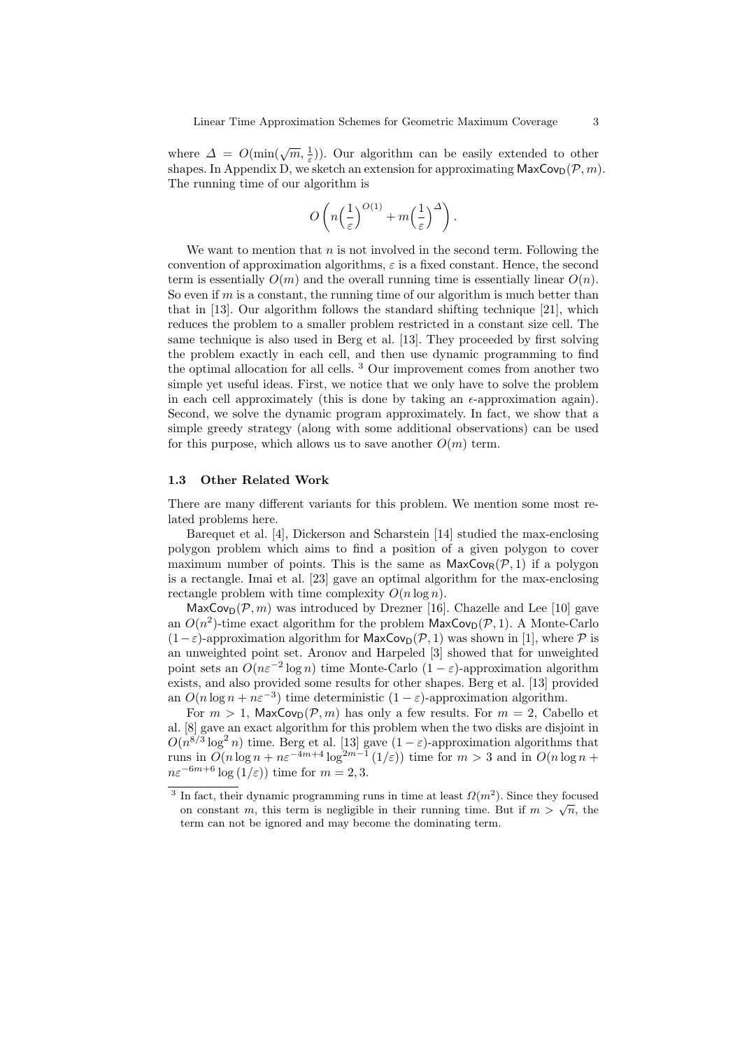where $\Delta = O(\min(\sqrt{m}, \frac{1}{\varepsilon}))$. Our algorithm can be easily extended to other shapes. In Appendix D, we sketch an extension for approximating $\mathsf{MaxCov_D}(\mathcal{P}, m)$. The running time of our algorithm is

$$O\left(n\Big(\frac{1}{\varepsilon}\Big)^{O(1)} + m\Big(\frac{1}{\varepsilon}\Big)^{\Delta}\right).$$

We want to mention that $n$ is not involved in the second term. Following the convention of approximation algorithms, $\varepsilon$ is a fixed constant. Hence, the second term is essentially $O(m)$ and the overall running time is essentially linear $O(n)$. So even if $m$ is a constant, the running time of our algorithm is much better than that in [13]. Our algorithm follows the standard shifting technique [21], which reduces the problem to a smaller problem restricted in a constant size cell. The same technique is also used in Berg et al. [13]. They proceeded by first solving the problem exactly in each cell, and then use dynamic programming to find the optimal allocation for all cells. [3] Our improvement comes from another two simple yet useful ideas. First, we notice that we only have to solve the problem in each cell approximately (this is done by taking an $\epsilon$-approximation again). Second, we solve the dynamic program approximately. In fact, we show that a simple greedy strategy (along with some additional observations) can be used for this purpose, which allows us to save another $O(m)$ term.

### 1.3 Other Related Work

There are many different variants for this problem. We mention some most related problems here.

Barequet et al. [4], Dickerson and Scharstein [14] studied the max-enclosing polygon problem which aims to find a position of a given polygon to cover maximum number of points. This is the same as $\mathsf{MaxCov_R}(\mathcal{P}, 1)$ if a polygon is a rectangle. Imai et al. [23] gave an optimal algorithm for the max-enclosing rectangle problem with time complexity $O(n \log n)$.

$\mathsf{MaxCov_D}(\mathcal{P}, m)$ was introduced by Drezner [16]. Chazelle and Lee [10] gave an $O(n^2)$-time exact algorithm for the problem $\mathsf{MaxCov_D}(\mathcal{P}, 1)$. A Monte-Carlo $(1-\varepsilon)$-approximation algorithm for $\mathsf{MaxCov_D}(\mathcal{P}, 1)$ was shown in [1], where $\mathcal{P}$ is an unweighted point set. Aronov and Harpeled [3] showed that for unweighted point sets an $O(n\varepsilon^{-2} \log n)$ time Monte-Carlo $(1-\varepsilon)$-approximation algorithm exists, and also provided some results for other shapes. Berg et al. [13] provided an $O(n \log n + n\varepsilon^{-3})$ time deterministic $(1-\varepsilon)$-approximation algorithm.

For $m > 1$, $\mathsf{MaxCov_D}(\mathcal{P}, m)$ has only a few results. For $m = 2$, Cabello et al. [8] gave an exact algorithm for this problem when the two disks are disjoint in $O(n^{8/3} \log^2 n)$ time. Berg et al. [13] gave $(1-\varepsilon)$-approximation algorithms that runs in $O(n \log n + n\varepsilon^{-4m+4} \log^{2m-1}(1/\varepsilon))$ time for $m > 3$ and in $O(n \log n + n\varepsilon^{-6m+6} \log(1/\varepsilon))$ time for $m = 2, 3$.

---

[3] In fact, their dynamic programming runs in time at least $\Omega(m^2)$. Since they focused on constant $m$, this term is negligible in their running time. But if $m > \sqrt{n}$, the term can not be ignored and may become the dominating term.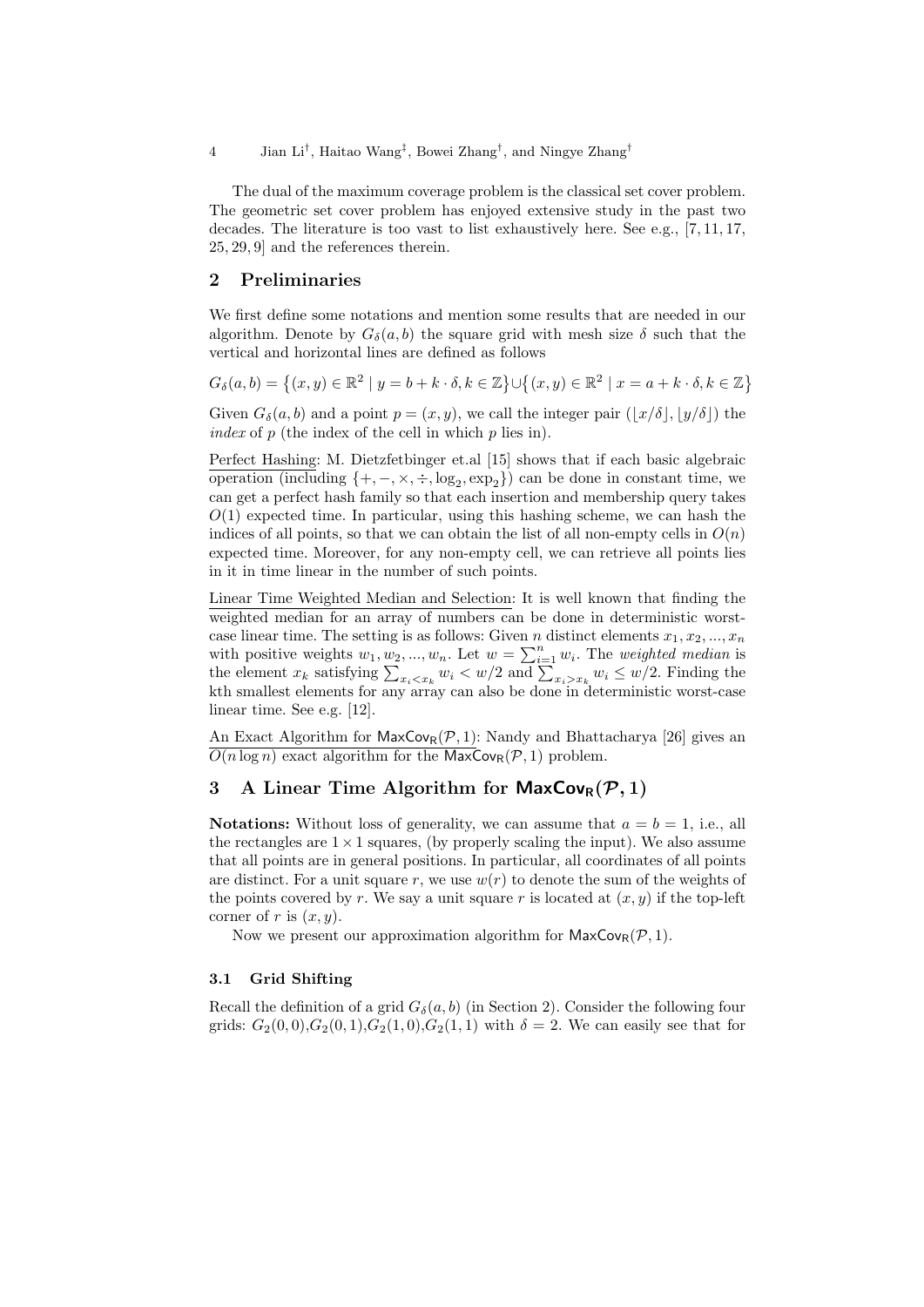The dual of the maximum coverage problem is the classical set cover problem. The geometric set cover problem has enjoyed extensive study in the past two decades. The literature is too vast to list exhaustively here. See e.g., [7, 11, 17, 25, 29, 9] and the references therein.

## 2 Preliminaries

We first define some notations and mention some results that are needed in our algorithm. Denote by $G_\delta(a, b)$ the square grid with mesh size $\delta$ such that the vertical and horizontal lines are defined as follows

$$G_\delta(a,b) = \{(x,y) \in \mathbb{R}^2 \mid y = b + k \cdot \delta, k \in \mathbb{Z}\} \cup \{(x,y) \in \mathbb{R}^2 \mid x = a + k \cdot \delta, k \in \mathbb{Z}\}$$

Given $G_\delta(a, b)$ and a point $p = (x, y)$, we call the integer pair $(\lfloor x/\delta \rfloor, \lfloor y/\delta \rfloor)$ the *index* of $p$ (the index of the cell in which $p$ lies in).

Perfect Hashing: M. Dietzfetbinger et.al [15] shows that if each basic algebraic operation (including $\{+, -, \times, \div, \log_2, \exp_2\}$) can be done in constant time, we can get a perfect hash family so that each insertion and membership query takes $O(1)$ expected time. In particular, using this hashing scheme, we can hash the indices of all points, so that we can obtain the list of all non-empty cells in $O(n)$ expected time. Moreover, for any non-empty cell, we can retrieve all points lies in it in time linear in the number of such points.

Linear Time Weighted Median and Selection: It is well known that finding the weighted median for an array of numbers can be done in deterministic worst-case linear time. The setting is as follows: Given $n$ distinct elements $x_1, x_2, ..., x_n$ with positive weights $w_1, w_2, ..., w_n$. Let $w = \sum_{i=1}^{n} w_i$. The *weighted median* is the element $x_k$ satisfying $\sum_{x_i < x_k} w_i < w/2$ and $\sum_{x_i > x_k} w_i \le w/2$. Finding the kth smallest elements for any array can also be done in deterministic worst-case linear time. See e.g. [12].

An Exact Algorithm for $\mathsf{MaxCov_R}(\mathcal{P}, 1)$: Nandy and Bhattacharya [26] gives an $O(n \log n)$ exact algorithm for the $\mathsf{MaxCov_R}(\mathcal{P}, 1)$ problem.

## 3 A Linear Time Algorithm for $\mathsf{MaxCov_R}(\mathcal{P}, 1)$

**Notations:** Without loss of generality, we can assume that $a = b = 1$, i.e., all the rectangles are $1 \times 1$ squares, (by properly scaling the input). We also assume that all points are in general positions. In particular, all coordinates of all points are distinct. For a unit square $r$, we use $w(r)$ to denote the sum of the weights of the points covered by $r$. We say a unit square $r$ is located at $(x, y)$ if the top-left corner of $r$ is $(x, y)$.

Now we present our approximation algorithm for $\mathsf{MaxCov_R}(\mathcal{P}, 1)$.

### 3.1 Grid Shifting

Recall the definition of a grid $G_\delta(a, b)$ (in Section 2). Consider the following four grids: $G_2(0, 0)$,$G_2(0, 1)$,$G_2(1, 0)$,$G_2(1, 1)$ with $\delta = 2$. We can easily see that for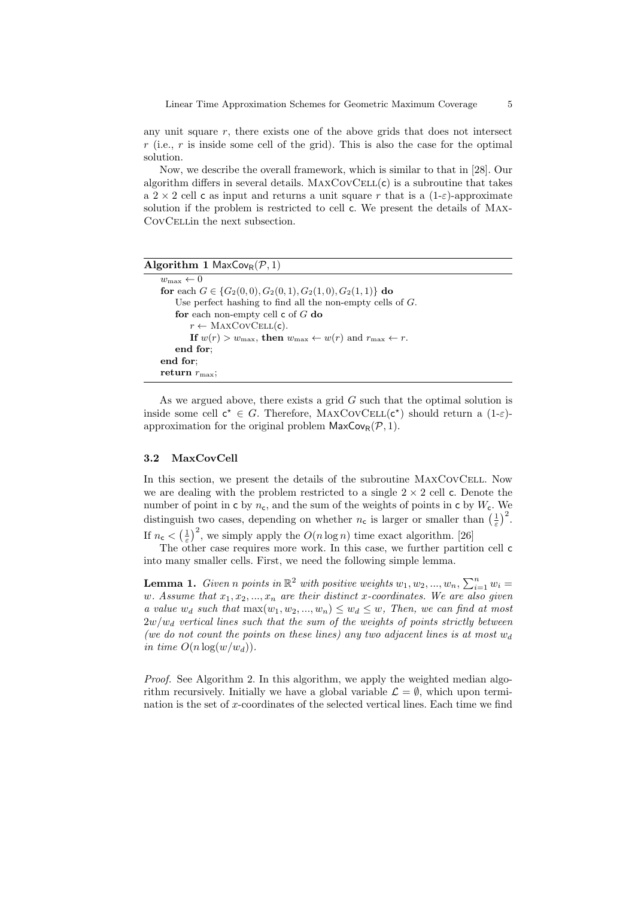any unit square $r$, there exists one of the above grids that does not intersect $r$ (i.e., $r$ is inside some cell of the grid). This is also the case for the optimal solution.

Now, we describe the overall framework, which is similar to that in [28]. Our algorithm differs in several details. MaxCovCell(c) is a subroutine that takes a $2 \times 2$ cell c as input and returns a unit square $r$ that is a (1-$\varepsilon$)-approximate solution if the problem is restricted to cell c. We present the details of MaxCovCellin the next subsection.

**Algorithm 1** $\mathsf{MaxCov_R}(\mathcal{P}, 1)$

```
w_max ← 0
for each G ∈ {G_2(0,0), G_2(0,1), G_2(1,0), G_2(1,1)} do
    Use perfect hashing to find all the non-empty cells of G.
    for each non-empty cell c of G do
        r ← MaxCovCell(c).
        If w(r) > w_max, then w_max ← w(r) and r_max ← r.
    end for;
end for;
return r_max;
```

As we argued above, there exists a grid $G$ such that the optimal solution is inside some cell $\mathsf{c}^\star \in G$. Therefore, MaxCovCell($\mathsf{c}^\star$) should return a (1-$\varepsilon$)-approximation for the original problem $\mathsf{MaxCov_R}(\mathcal{P}, 1)$.

### 3.2 MaxCovCell

In this section, we present the details of the subroutine MaxCovCell. Now we are dealing with the problem restricted to a single $2 \times 2$ cell c. Denote the number of point in c by $n_\mathsf{c}$, and the sum of the weights of points in c by $W_\mathsf{c}$. We distinguish two cases, depending on whether $n_\mathsf{c}$ is larger or smaller than $\left(\frac{1}{\varepsilon}\right)^2$. If $n_\mathsf{c} < \left(\frac{1}{\varepsilon}\right)^2$, we simply apply the $O(n \log n)$ time exact algorithm. [26]

The other case requires more work. In this case, we further partition cell c into many smaller cells. First, we need the following simple lemma.

**Lemma 1.** *Given $n$ points in $\mathbb{R}^2$ with positive weights $w_1, w_2, ..., w_n$, $\sum_{i=1}^n w_i = w$. Assume that $x_1, x_2, ..., x_n$ are their distinct x-coordinates. We are also given a value $w_d$ such that $\max(w_1, w_2, ..., w_n) \le w_d \le w$, Then, we can find at most $2w/w_d$ vertical lines such that the sum of the weights of points strictly between (we do not count the points on these lines) any two adjacent lines is at most $w_d$ in time $O(n \log(w/w_d))$.*

*Proof.* See Algorithm 2. In this algorithm, we apply the weighted median algorithm recursively. Initially we have a global variable $\mathcal{L} = \emptyset$, which upon termination is the set of $x$-coordinates of the selected vertical lines. Each time we find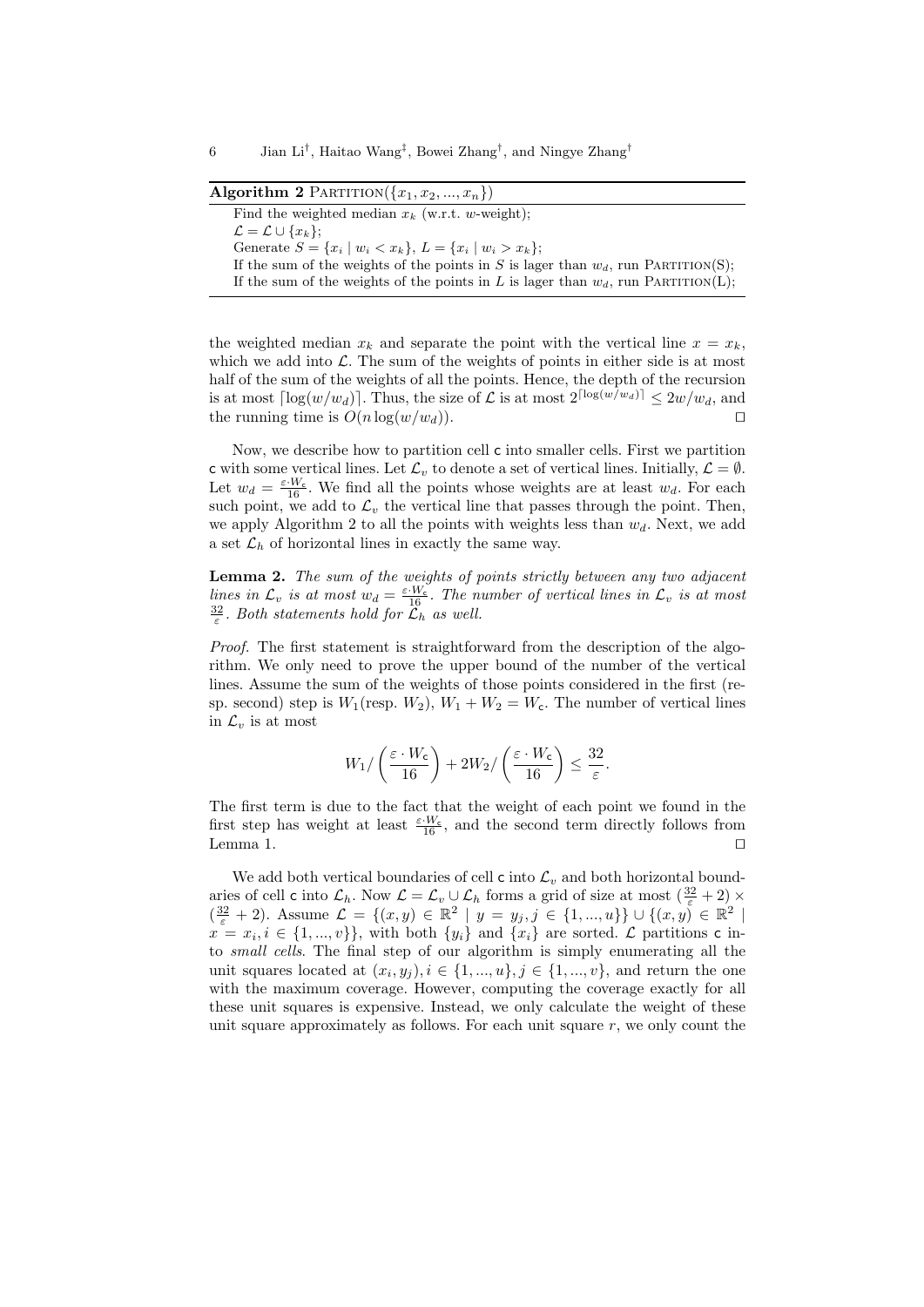**Algorithm 2** PARTITION($\{x_1, x_2, ..., x_n\}$)

```
Find the weighted median x_k (w.r.t. w-weight);
L = L ∪ {x_k};
Generate S = {x_i | w_i < x_k}, L = {x_i | w_i > x_k};
If the sum of the weights of the points in S is lager than w_d, run PARTITION(S);
If the sum of the weights of the points in L is lager than w_d, run PARTITION(L);
```

the weighted median $x_k$ and separate the point with the vertical line $x = x_k$, which we add into $\mathcal{L}$. The sum of the weights of points in either side is at most half of the sum of the weights of all the points. Hence, the depth of the recursion is at most $\lceil \log(w/w_d) \rceil$. Thus, the size of $\mathcal{L}$ is at most $2^{\lceil \log(w/w_d) \rceil} \leq 2w/w_d$, and the running time is $O(n \log(w/w_d))$. □

Now, we describe how to partition cell $\mathsf{c}$ into smaller cells. First we partition $\mathsf{c}$ with some vertical lines. Let $\mathcal{L}_v$ to denote a set of vertical lines. Initially, $\mathcal{L} = \emptyset$. Let $w_d = \frac{\varepsilon \cdot W_\mathsf{c}}{16}$. We find all the points whose weights are at least $w_d$. For each such point, we add to $\mathcal{L}_v$ the vertical line that passes through the point. Then, we apply Algorithm 2 to all the points with weights less than $w_d$. Next, we add a set $\mathcal{L}_h$ of horizontal lines in exactly the same way.

**Lemma 2.** *The sum of the weights of points strictly between any two adjacent lines in $\mathcal{L}_v$ is at most $w_d = \frac{\varepsilon \cdot W_\mathsf{c}}{16}$. The number of vertical lines in $\mathcal{L}_v$ is at most $\frac{32}{\varepsilon}$. Both statements hold for $\mathcal{L}_h$ as well.*

*Proof.* The first statement is straightforward from the description of the algorithm. We only need to prove the upper bound of the number of the vertical lines. Assume the sum of the weights of those points considered in the first (resp. second) step is $W_1$(resp. $W_2$), $W_1 + W_2 = W_\mathsf{c}$. The number of vertical lines in $\mathcal{L}_v$ is at most

$$W_1 / \left( \frac{\varepsilon \cdot W_\mathsf{c}}{16} \right) + 2W_2 / \left( \frac{\varepsilon \cdot W_\mathsf{c}}{16} \right) \leq \frac{32}{\varepsilon}.$$

The first term is due to the fact that the weight of each point we found in the first step has weight at least $\frac{\varepsilon \cdot W_\mathsf{c}}{16}$, and the second term directly follows from Lemma 1. □

We add both vertical boundaries of cell $\mathsf{c}$ into $\mathcal{L}_v$ and both horizontal boundaries of cell $\mathsf{c}$ into $\mathcal{L}_h$. Now $\mathcal{L} = \mathcal{L}_v \cup \mathcal{L}_h$ forms a grid of size at most $(\frac{32}{\varepsilon} + 2) \times (\frac{32}{\varepsilon} + 2)$. Assume $\mathcal{L} = \{(x, y) \in \mathbb{R}^2 \mid y = y_j, j \in \{1, ..., u\}\} \cup \{(x, y) \in \mathbb{R}^2 \mid x = x_i, i \in \{1, ..., v\}\}$, with both $\{y_i\}$ and $\{x_i\}$ are sorted. $\mathcal{L}$ partitions $\mathsf{c}$ into *small cells*. The final step of our algorithm is simply enumerating all the unit squares located at $(x_i, y_j), i \in \{1, ..., u\}, j \in \{1, ..., v\}$, and return the one with the maximum coverage. However, computing the coverage exactly for all these unit squares is expensive. Instead, we only calculate the weight of these unit square approximately as follows. For each unit square $r$, we only count the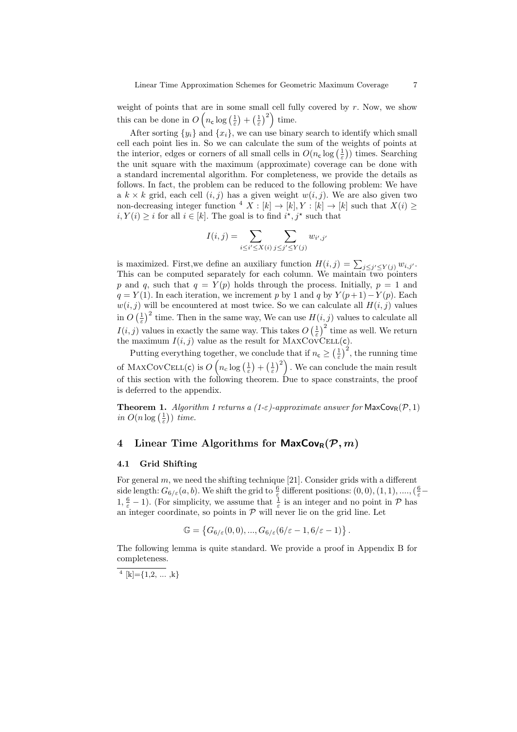weight of points that are in some small cell fully covered by $r$. Now, we show this can be done in $O\left(n_{\mathsf{c}} \log\left(\frac{1}{\varepsilon}\right) + \left(\frac{1}{\varepsilon}\right)^2\right)$ time.

After sorting $\{y_i\}$ and $\{x_i\}$, we can use binary search to identify which small cell each point lies in. So we can calculate the sum of the weights of points at the interior, edges or corners of all small cells in $O(n_{\mathsf{c}} \log\left(\frac{1}{\varepsilon}\right))$ times. Searching the unit square with the maximum (approximate) coverage can be done with a standard incremental algorithm. For completeness, we provide the details as follows. In fact, the problem can be reduced to the following problem: We have a $k \times k$ grid, each cell $(i,j)$ has a given weight $w(i,j)$. We are also given two non-decreasing integer function [4] $X : [k] \to [k], Y : [k] \to [k]$ such that $X(i) \geq i, Y(i) \geq i$ for all $i \in [k]$. The goal is to find $i^\star, j^\star$ such that

$$I(i,j) = \sum_{i \leq i' \leq X(i)} \sum_{j \leq j' \leq Y(j)} w_{i',j'}$$

is maximized. First,we define an auxiliary function $H(i,j) = \sum_{j \leq j' \leq Y(j)} w_{i,j'}$. This can be computed separately for each column. We maintain two pointers $p$ and $q$, such that $q = Y(p)$ holds through the process. Initially, $p = 1$ and $q = Y(1)$. In each iteration, we increment $p$ by 1 and $q$ by $Y(p+1) - Y(p)$. Each $w(i,j)$ will be encountered at most twice. So we can calculate all $H(i,j)$ values in $O\left(\frac{1}{\varepsilon}\right)^2$ time. Then in the same way, We can use $H(i,j)$ values to calculate all $I(i,j)$ values in exactly the same way. This takes $O\left(\frac{1}{\varepsilon}\right)^2$ time as well. We return the maximum $I(i,j)$ value as the result for MaxCovCell($\mathsf{c}$).

Putting everything together, we conclude that if $n_{\mathsf{c}} \geq \left(\frac{1}{\varepsilon}\right)^2$, the running time of MaxCovCell($\mathsf{c}$) is $O\left(n_c \log\left(\frac{1}{\varepsilon}\right) + \left(\frac{1}{\varepsilon}\right)^2\right)$. We can conclude the main result of this section with the following theorem. Due to space constraints, the proof is deferred to the appendix.

**Theorem 1.** *Algorithm 1 returns a (1-$\varepsilon$)-approximate answer for* $\mathsf{MaxCov}_{\mathsf{R}}(\mathcal{P}, 1)$ *in* $O(n \log\left(\frac{1}{\varepsilon}\right))$ *time.*

## 4 Linear Time Algorithms for $\mathsf{MaxCov}_{\mathsf{R}}(\mathcal{P}, m)$

### 4.1 Grid Shifting

For general $m$, we need the shifting technique [21]. Consider grids with a different side length: $G_{6/\varepsilon}(a,b)$. We shift the grid to $\frac{6}{\varepsilon}$ different positions: $(0,0), (1,1), ...., (\frac{6}{\varepsilon} - 1, \frac{6}{\varepsilon} - 1)$. (For simplicity, we assume that $\frac{1}{\varepsilon}$ is an integer and no point in $\mathcal{P}$ has an integer coordinate, so points in $\mathcal{P}$ will never lie on the grid line. Let

$$\mathbb{G} = \left\{ G_{6/\varepsilon}(0,0), ..., G_{6/\varepsilon}(6/\varepsilon - 1, 6/\varepsilon - 1) \right\}.$$

The following lemma is quite standard. We provide a proof in Appendix B for completeness.

[4] [k]={1,2, ... ,k}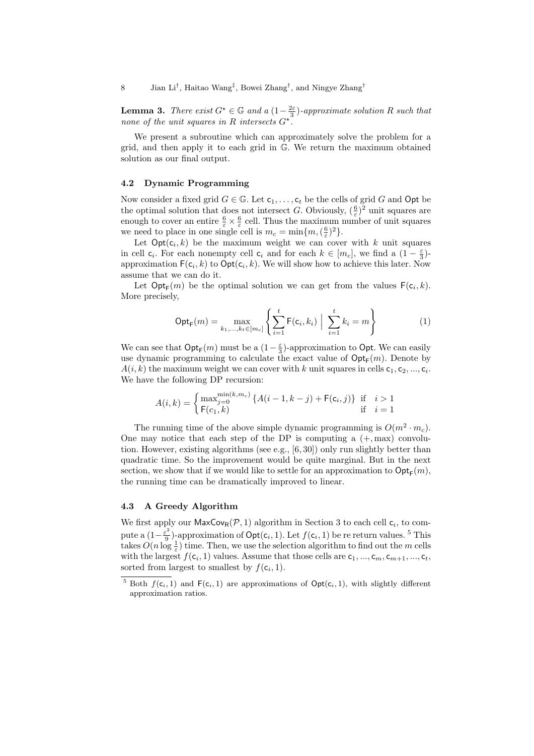**Lemma 3.** *There exist $G^\star \in \mathbb{G}$ and a $(1-\frac{2\varepsilon}{3})$-approximate solution $R$ such that none of the unit squares in $R$ intersects $G^\star$.*

We present a subroutine which can approximately solve the problem for a grid, and then apply it to each grid in $\mathbb{G}$. We return the maximum obtained solution as our final output.

### 4.2 Dynamic Programming

Now consider a fixed grid $G \in \mathbb{G}$. Let $\mathsf{c}_1, \dots, \mathsf{c}_t$ be the cells of grid $G$ and $\mathsf{Opt}$ be the optimal solution that does not intersect $G$. Obviously, $(\frac{6}{\varepsilon})^2$ unit squares are enough to cover an entire $\frac{6}{\varepsilon} \times \frac{6}{\varepsilon}$ cell. Thus the maximum number of unit squares we need to place in one single cell is $m_c = \min\{m, (\frac{6}{\varepsilon})^2\}$.

Let $\mathsf{Opt}(\mathsf{c}_i, k)$ be the maximum weight we can cover with $k$ unit squares in cell $\mathsf{c}_i$. For each nonempty cell $\mathsf{c}_i$ and for each $k \in [m_c]$, we find a $(1-\frac{\varepsilon}{3})$-approximation $\mathsf{F}(\mathsf{c}_i, k)$ to $\mathsf{Opt}(\mathsf{c}_i, k)$. We will show how to achieve this later. Now assume that we can do it.

Let $\mathsf{Opt}_\mathsf{F}(m)$ be the optimal solution we can get from the values $\mathsf{F}(\mathsf{c}_i, k)$. More precisely,

$$\mathsf{Opt}_\mathsf{F}(m) = \max_{k_1,\dots,k_t \in [m_c]} \left\{ \sum_{i=1}^{t} \mathsf{F}(\mathsf{c}_i, k_i) \;\Big|\; \sum_{i=1}^{t} k_i = m \right\} \tag{1}$$

We can see that $\mathsf{Opt}_\mathsf{F}(m)$ must be a $(1-\frac{\varepsilon}{3})$-approximation to $\mathsf{Opt}$. We can easily use dynamic programming to calculate the exact value of $\mathsf{Opt}_\mathsf{F}(m)$. Denote by $A(i,k)$ the maximum weight we can cover with $k$ unit squares in cells $\mathsf{c}_1, \mathsf{c}_2, ..., \mathsf{c}_i$. We have the following DP recursion:

$$A(i,k) = \begin{cases} \max_{j=0}^{\min(k,m_c)} \{A(i-1, k-j) + \mathsf{F}(\mathsf{c}_i, j)\} & \text{if} \quad i > 1 \\ \mathsf{F}(c_1, k) & \text{if} \quad i = 1 \end{cases}$$

The running time of the above simple dynamic programming is $O(m^2 \cdot m_c)$. One may notice that each step of the DP is computing a $(+, \max)$ convolution. However, existing algorithms (see e.g., [6, 30]) only run slightly better than quadratic time. So the improvement would be quite marginal. But in the next section, we show that if we would like to settle for an approximation to $\mathsf{Opt}_\mathsf{F}(m)$, the running time can be dramatically improved to linear.

### 4.3 A Greedy Algorithm

We first apply our $\mathsf{MaxCov}_\mathsf{R}(\mathcal{P}, 1)$ algorithm in Section 3 to each cell $\mathsf{c}_i$, to compute a $(1-\frac{\varepsilon^2}{9})$-approximation of $\mathsf{Opt}(\mathsf{c}_i, 1)$. Let $f(\mathsf{c}_i, 1)$ be re return values. [5] This takes $O(n \log \frac{1}{\varepsilon})$ time. Then, we use the selection algorithm to find out the $m$ cells with the largest $f(\mathsf{c}_i, 1)$ values. Assume that those cells are $\mathsf{c}_1, ..., \mathsf{c}_m, \mathsf{c}_{m+1}, ..., \mathsf{c}_t$, sorted from largest to smallest by $f(\mathsf{c}_i, 1)$.

[5] Both $f(\mathsf{c}_i, 1)$ and $\mathsf{F}(\mathsf{c}_i, 1)$ are approximations of $\mathsf{Opt}(\mathsf{c}_i, 1)$, with slightly different approximation ratios.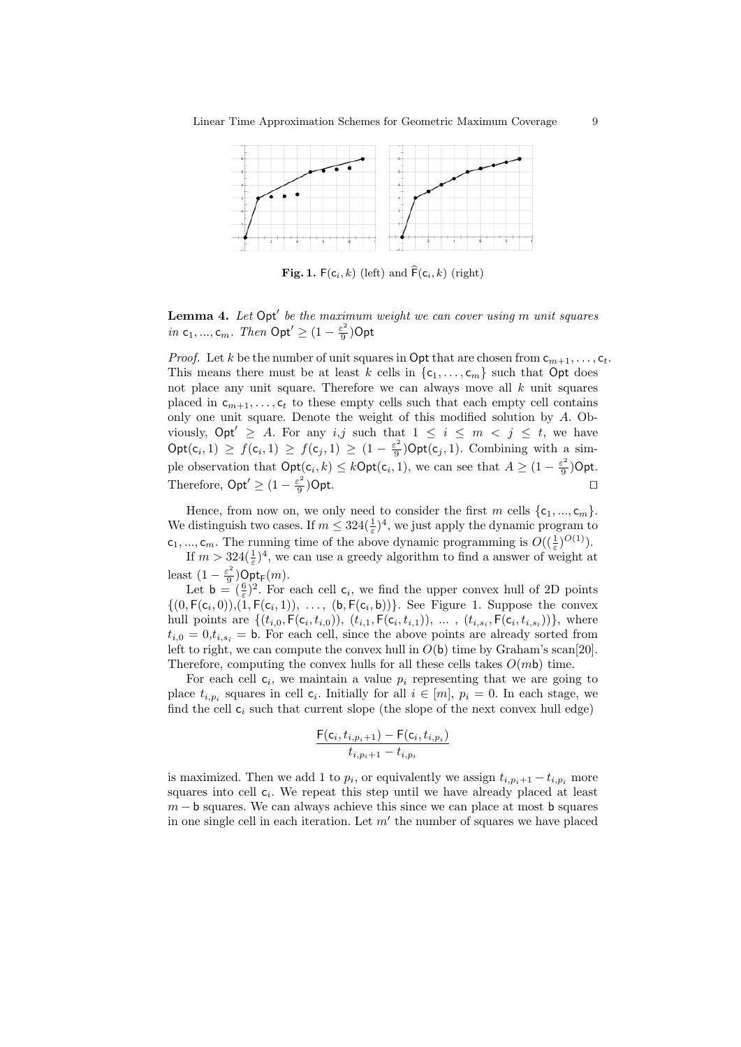**Fig. 1.** $\mathsf{F}(\mathsf{c}_i, k)$ (left) and $\widehat{\mathsf{F}}(\mathsf{c}_i, k)$ (right)

**Lemma 4.** *Let* $\mathsf{Opt}'$ *be the maximum weight we can cover using* $m$ *unit squares in* $\mathsf{c}_1, ..., \mathsf{c}_m$*. Then* $\mathsf{Opt}' \geq (1 - \frac{\varepsilon^2}{9})\mathsf{Opt}$

*Proof.* Let $k$ be the number of unit squares in $\mathsf{Opt}$ that are chosen from $\mathsf{c}_{m+1}, \ldots, \mathsf{c}_t$. This means there must be at least $k$ cells in $\{\mathsf{c}_1, \ldots, \mathsf{c}_m\}$ such that $\mathsf{Opt}$ does not place any unit square. Therefore we can always move all $k$ unit squares placed in $\mathsf{c}_{m+1}, \ldots, \mathsf{c}_t$ to these empty cells such that each empty cell contains only one unit square. Denote the weight of this modified solution by $A$. Obviously, $\mathsf{Opt}' \geq A$. For any $i$,$j$ such that $1 \leq i \leq m < j \leq t$, we have $\mathsf{Opt}(\mathsf{c}_i, 1) \geq f(\mathsf{c}_i, 1) \geq f(\mathsf{c}_j, 1) \geq (1 - \frac{\varepsilon^2}{9})\mathsf{Opt}(\mathsf{c}_j, 1)$. Combining with a simple observation that $\mathsf{Opt}(\mathsf{c}_i, k) \leq k\mathsf{Opt}(\mathsf{c}_i, 1)$, we can see that $A \geq (1 - \frac{\varepsilon^2}{9})\mathsf{Opt}$. Therefore, $\mathsf{Opt}' \geq (1 - \frac{\varepsilon^2}{9})\mathsf{Opt}$. □

Hence, from now on, we only need to consider the first $m$ cells $\{\mathsf{c}_1, ..., \mathsf{c}_m\}$. We distinguish two cases. If $m \leq 324(\frac{1}{\varepsilon})^4$, we just apply the dynamic program to $\mathsf{c}_1, ..., \mathsf{c}_m$. The running time of the above dynamic programming is $O((\frac{1}{\varepsilon})^{O(1)})$.

If $m > 324(\frac{1}{\varepsilon})^4$, we can use a greedy algorithm to find a answer of weight at least $(1 - \frac{\varepsilon^2}{9})\mathsf{Opt}_{\mathsf{F}}(m)$.

Let $\mathsf{b} = (\frac{6}{\varepsilon})^2$. For each cell $\mathsf{c}_i$, we find the upper convex hull of 2D points $\{(0, \mathsf{F}(\mathsf{c}_i, 0)), (1, \mathsf{F}(\mathsf{c}_i, 1)), \ldots, (\mathsf{b}, \mathsf{F}(\mathsf{c}_i, \mathsf{b}))\}$. See Figure 1. Suppose the convex hull points are $\{(t_{i,0}, \mathsf{F}(\mathsf{c}_i, t_{i,0})), (t_{i,1}, \mathsf{F}(\mathsf{c}_i, t_{i,1})), \ldots, (t_{i,s_i}, \mathsf{F}(\mathsf{c}_i, t_{i,s_i}))\}$, where $t_{i,0} = 0, t_{i,s_i} = \mathsf{b}$. For each cell, since the above points are already sorted from left to right, we can compute the convex hull in $O(\mathsf{b})$ time by Graham's scan[20]. Therefore, computing the convex hulls for all these cells takes $O(m\mathsf{b})$ time.

For each cell $\mathsf{c}_i$, we maintain a value $p_i$ representing that we are going to place $t_{i,p_i}$ squares in cell $\mathsf{c}_i$. Initially for all $i \in [m]$, $p_i = 0$. In each stage, we find the cell $\mathsf{c}_i$ such that current slope (the slope of the next convex hull edge)

$$\frac{\mathsf{F}(\mathsf{c}_i, t_{i,p_i+1}) - \mathsf{F}(\mathsf{c}_i, t_{i,p_i})}{t_{i,p_i+1} - t_{i,p_i}}$$

is maximized. Then we add 1 to $p_i$, or equivalently we assign $t_{i,p_i+1} - t_{i,p_i}$ more squares into cell $\mathsf{c}_i$. We repeat this step until we have already placed at least $m - \mathsf{b}$ squares. We can always achieve this since we can place at most $\mathsf{b}$ squares in one single cell in each iteration. Let $m'$ the number of squares we have placed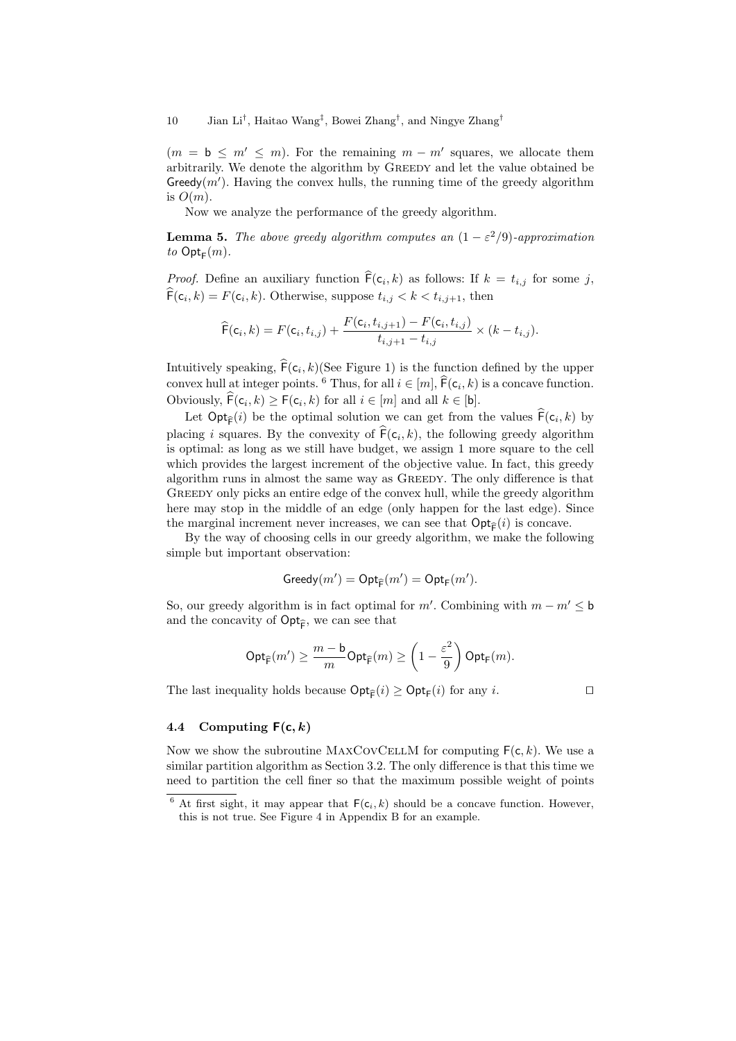($m = \mathsf{b} \leq m' \leq m$). For the remaining $m - m'$ squares, we allocate them arbitrarily. We denote the algorithm by Greedy and let the value obtained be $\mathsf{Greedy}(m')$. Having the convex hulls, the running time of the greedy algorithm is $O(m)$.

Now we analyze the performance of the greedy algorithm.

**Lemma 5.** *The above greedy algorithm computes an $(1 - \varepsilon^2/9)$-approximation to $\mathsf{Opt}_\mathsf{F}(m)$.*

*Proof.* Define an auxiliary function $\widehat{\mathsf{F}}(\mathsf{c}_i, k)$ as follows: If $k = t_{i,j}$ for some $j$, $\widehat{\mathsf{F}}(\mathsf{c}_i, k) = F(\mathsf{c}_i, k)$. Otherwise, suppose $t_{i,j} < k < t_{i,j+1}$, then

$$\widehat{\mathsf{F}}(\mathsf{c}_i, k) = F(\mathsf{c}_i, t_{i,j}) + \frac{F(\mathsf{c}_i, t_{i,j+1}) - F(\mathsf{c}_i, t_{i,j})}{t_{i,j+1} - t_{i,j}} \times (k - t_{i,j}).$$

Intuitively speaking, $\widehat{\mathsf{F}}(\mathsf{c}_i, k)$(See Figure 1) is the function defined by the upper convex hull at integer points. [6] Thus, for all $i \in [m]$, $\widehat{\mathsf{F}}(\mathsf{c}_i, k)$ is a concave function. Obviously, $\widehat{\mathsf{F}}(\mathsf{c}_i, k) \geq \mathsf{F}(\mathsf{c}_i, k)$ for all $i \in [m]$ and all $k \in [\mathsf{b}]$.

Let $\mathsf{Opt}_{\widehat{\mathsf{F}}}(i)$ be the optimal solution we can get from the values $\widehat{\mathsf{F}}(\mathsf{c}_i, k)$ by placing $i$ squares. By the convexity of $\widehat{\mathsf{F}}(\mathsf{c}_i, k)$, the following greedy algorithm is optimal: as long as we still have budget, we assign 1 more square to the cell which provides the largest increment of the objective value. In fact, this greedy algorithm runs in almost the same way as Greedy. The only difference is that Greedy only picks an entire edge of the convex hull, while the greedy algorithm here may stop in the middle of an edge (only happen for the last edge). Since the marginal increment never increases, we can see that $\mathsf{Opt}_{\widehat{\mathsf{F}}}(i)$ is concave.

By the way of choosing cells in our greedy algorithm, we make the following simple but important observation:

$$\mathsf{Greedy}(m') = \mathsf{Opt}_{\widehat{\mathsf{F}}}(m') = \mathsf{Opt}_\mathsf{F}(m').$$

So, our greedy algorithm is in fact optimal for $m'$. Combining with $m - m' \leq \mathsf{b}$ and the concavity of $\mathsf{Opt}_{\widehat{\mathsf{F}}}$, we can see that

$$\mathsf{Opt}_{\widehat{\mathsf{F}}}(m') \geq \frac{m - \mathsf{b}}{m} \mathsf{Opt}_{\widehat{\mathsf{F}}}(m) \geq \left(1 - \frac{\varepsilon^2}{9}\right) \mathsf{Opt}_\mathsf{F}(m).$$

The last inequality holds because $\mathsf{Opt}_{\widehat{\mathsf{F}}}(i) \geq \mathsf{Opt}_\mathsf{F}(i)$ for any $i$. ◻

### 4.4 Computing $\mathsf{F}(\mathsf{c}, k)$

Now we show the subroutine MaxCovCellM for computing $\mathsf{F}(\mathsf{c}, k)$. We use a similar partition algorithm as Section 3.2. The only difference is that this time we need to partition the cell finer so that the maximum possible weight of points

[6] At first sight, it may appear that $\mathsf{F}(\mathsf{c}_i, k)$ should be a concave function. However, this is not true. See Figure 4 in Appendix B for an example.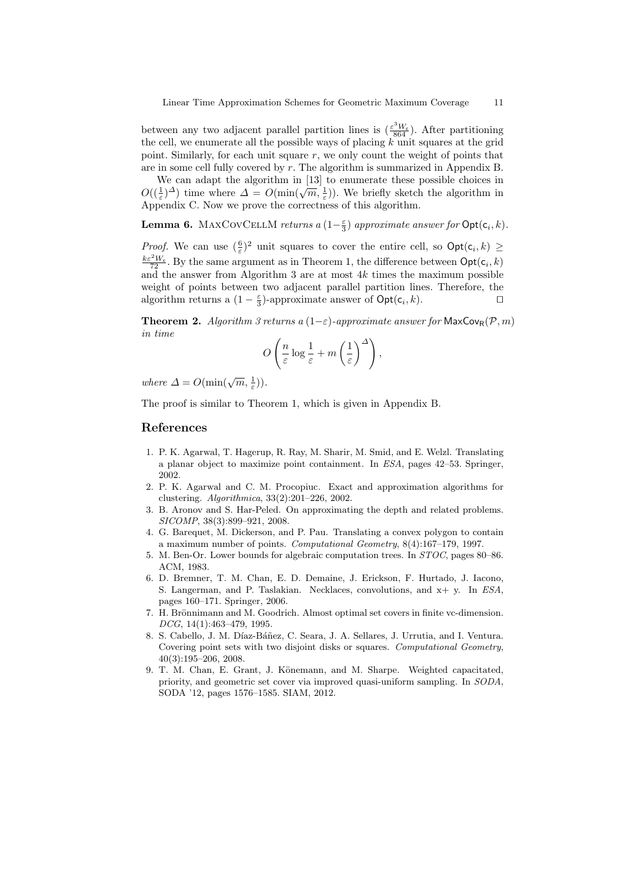between any two adjacent parallel partition lines is $(\frac{\varepsilon^3 W_c}{864})$. After partitioning the cell, we enumerate all the possible ways of placing $k$ unit squares at the grid point. Similarly, for each unit square $r$, we only count the weight of points that are in some cell fully covered by $r$. The algorithm is summarized in Appendix B.

We can adapt the algorithm in [13] to enumerate these possible choices in $O((\frac{1}{\varepsilon})^{\Delta})$ time where $\Delta = O(\min(\sqrt{m}, \frac{1}{\varepsilon}))$. We briefly sketch the algorithm in Appendix C. Now we prove the correctness of this algorithm.

**Lemma 6.** MaxCovCellM *returns a* $(1-\frac{\varepsilon}{3})$ *approximate answer for* $\mathsf{Opt}(\mathsf{c}_i, k)$.

*Proof.* We can use $(\frac{6}{\varepsilon})^2$ unit squares to cover the entire cell, so $\mathsf{Opt}(\mathsf{c}_i, k) \geq \frac{k\varepsilon^2 W_c}{72}$. By the same argument as in Theorem 1, the difference between $\mathsf{Opt}(\mathsf{c}_i, k)$ and the answer from Algorithm 3 are at most $4k$ times the maximum possible weight of points between two adjacent parallel partition lines. Therefore, the algorithm returns a $(1-\frac{\varepsilon}{3})$-approximate answer of $\mathsf{Opt}(\mathsf{c}_i, k)$. ◻

**Theorem 2.** *Algorithm 3 returns a* $(1-\varepsilon)$*-approximate answer for* $\mathsf{MaxCov_R}(\mathcal{P}, m)$ *in time*

$$O\left(\frac{n}{\varepsilon}\log\frac{1}{\varepsilon} + m\left(\frac{1}{\varepsilon}\right)^{\Delta}\right),$$

*where* $\Delta = O(\min(\sqrt{m}, \frac{1}{\varepsilon}))$.

The proof is similar to Theorem 1, which is given in Appendix B.

## References

1. P. K. Agarwal, T. Hagerup, R. Ray, M. Sharir, M. Smid, and E. Welzl. Translating a planar object to maximize point containment. In *ESA*, pages 42–53. Springer, 2002.
2. P. K. Agarwal and C. M. Procopiuc. Exact and approximation algorithms for clustering. *Algorithmica*, 33(2):201–226, 2002.
3. B. Aronov and S. Har-Peled. On approximating the depth and related problems. *SICOMP*, 38(3):899–921, 2008.
4. G. Barequet, M. Dickerson, and P. Pau. Translating a convex polygon to contain a maximum number of points. *Computational Geometry*, 8(4):167–179, 1997.
5. M. Ben-Or. Lower bounds for algebraic computation trees. In *STOC*, pages 80–86. ACM, 1983.
6. D. Bremner, T. M. Chan, E. D. Demaine, J. Erickson, F. Hurtado, J. Iacono, S. Langerman, and P. Taslakian. Necklaces, convolutions, and x+ y. In *ESA*, pages 160–171. Springer, 2006.
7. H. Brönnimann and M. Goodrich. Almost optimal set covers in finite vc-dimension. *DCG*, 14(1):463–479, 1995.
8. S. Cabello, J. M. Díaz-Báñez, C. Seara, J. A. Sellares, J. Urrutia, and I. Ventura. Covering point sets with two disjoint disks or squares. *Computational Geometry*, 40(3):195–206, 2008.
9. T. M. Chan, E. Grant, J. Könemann, and M. Sharpe. Weighted capacitated, priority, and geometric set cover via improved quasi-uniform sampling. In *SODA*, SODA '12, pages 1576–1585. SIAM, 2012.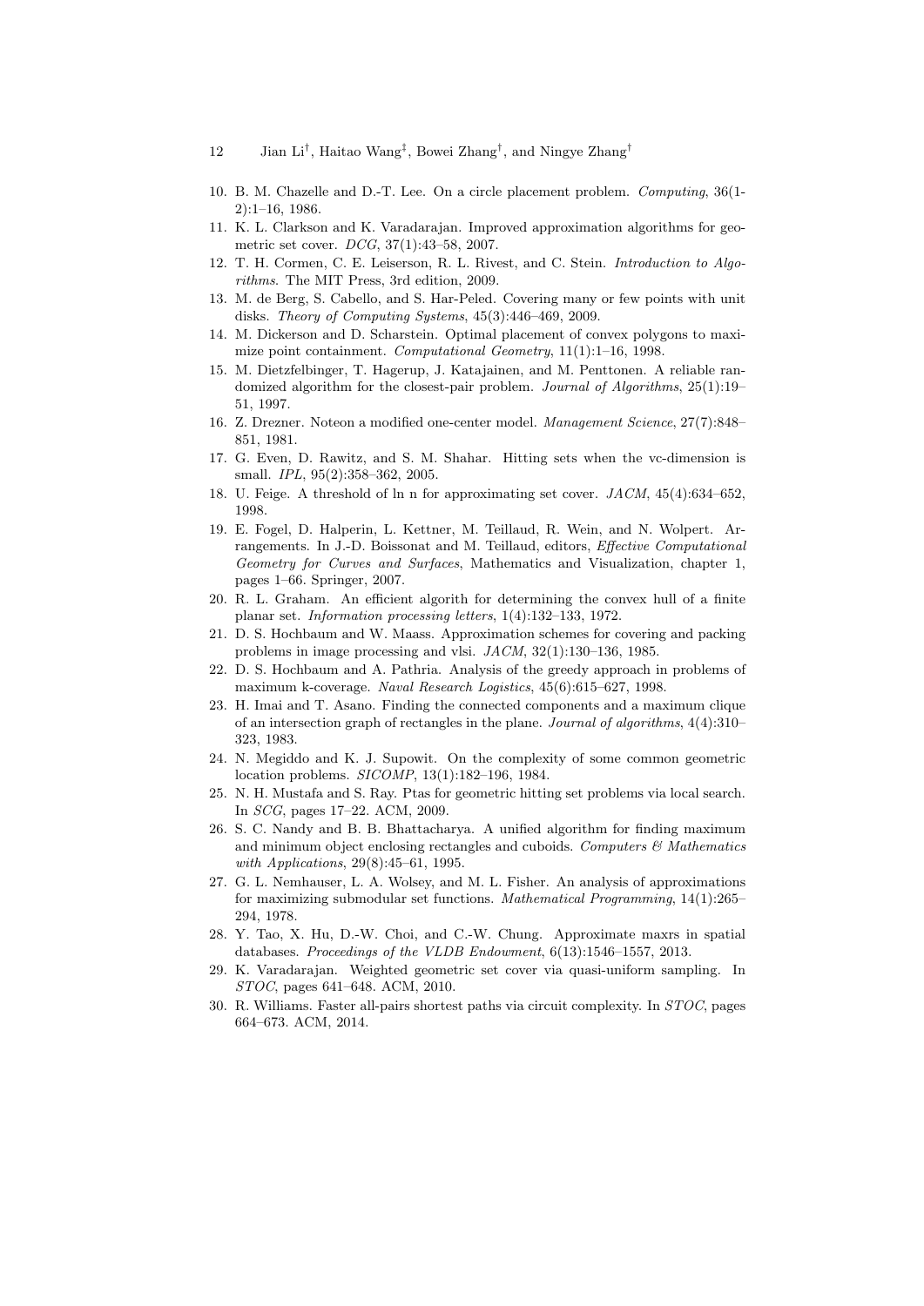10. B. M. Chazelle and D.-T. Lee. On a circle placement problem. *Computing*, 36(1-2):1–16, 1986.
11. K. L. Clarkson and K. Varadarajan. Improved approximation algorithms for geometric set cover. *DCG*, 37(1):43–58, 2007.
12. T. H. Cormen, C. E. Leiserson, R. L. Rivest, and C. Stein. *Introduction to Algorithms*. The MIT Press, 3rd edition, 2009.
13. M. de Berg, S. Cabello, and S. Har-Peled. Covering many or few points with unit disks. *Theory of Computing Systems*, 45(3):446–469, 2009.
14. M. Dickerson and D. Scharstein. Optimal placement of convex polygons to maximize point containment. *Computational Geometry*, 11(1):1–16, 1998.
15. M. Dietzfelbinger, T. Hagerup, J. Katajainen, and M. Penttonen. A reliable randomized algorithm for the closest-pair problem. *Journal of Algorithms*, 25(1):19–51, 1997.
16. Z. Drezner. Noteon a modified one-center model. *Management Science*, 27(7):848–851, 1981.
17. G. Even, D. Rawitz, and S. M. Shahar. Hitting sets when the vc-dimension is small. *IPL*, 95(2):358–362, 2005.
18. U. Feige. A threshold of ln n for approximating set cover. *JACM*, 45(4):634–652, 1998.
19. E. Fogel, D. Halperin, L. Kettner, M. Teillaud, R. Wein, and N. Wolpert. Arrangements. In J.-D. Boissonat and M. Teillaud, editors, *Effective Computational Geometry for Curves and Surfaces*, Mathematics and Visualization, chapter 1, pages 1–66. Springer, 2007.
20. R. L. Graham. An efficient algorith for determining the convex hull of a finite planar set. *Information processing letters*, 1(4):132–133, 1972.
21. D. S. Hochbaum and W. Maass. Approximation schemes for covering and packing problems in image processing and vlsi. *JACM*, 32(1):130–136, 1985.
22. D. S. Hochbaum and A. Pathria. Analysis of the greedy approach in problems of maximum k-coverage. *Naval Research Logistics*, 45(6):615–627, 1998.
23. H. Imai and T. Asano. Finding the connected components and a maximum clique of an intersection graph of rectangles in the plane. *Journal of algorithms*, 4(4):310–323, 1983.
24. N. Megiddo and K. J. Supowit. On the complexity of some common geometric location problems. *SICOMP*, 13(1):182–196, 1984.
25. N. H. Mustafa and S. Ray. Ptas for geometric hitting set problems via local search. In *SCG*, pages 17–22. ACM, 2009.
26. S. C. Nandy and B. B. Bhattacharya. A unified algorithm for finding maximum and minimum object enclosing rectangles and cuboids. *Computers & Mathematics with Applications*, 29(8):45–61, 1995.
27. G. L. Nemhauser, L. A. Wolsey, and M. L. Fisher. An analysis of approximations for maximizing submodular set functions. *Mathematical Programming*, 14(1):265–294, 1978.
28. Y. Tao, X. Hu, D.-W. Choi, and C.-W. Chung. Approximate maxrs in spatial databases. *Proceedings of the VLDB Endowment*, 6(13):1546–1557, 2013.
29. K. Varadarajan. Weighted geometric set cover via quasi-uniform sampling. In *STOC*, pages 641–648. ACM, 2010.
30. R. Williams. Faster all-pairs shortest paths via circuit complexity. In *STOC*, pages 664–673. ACM, 2014.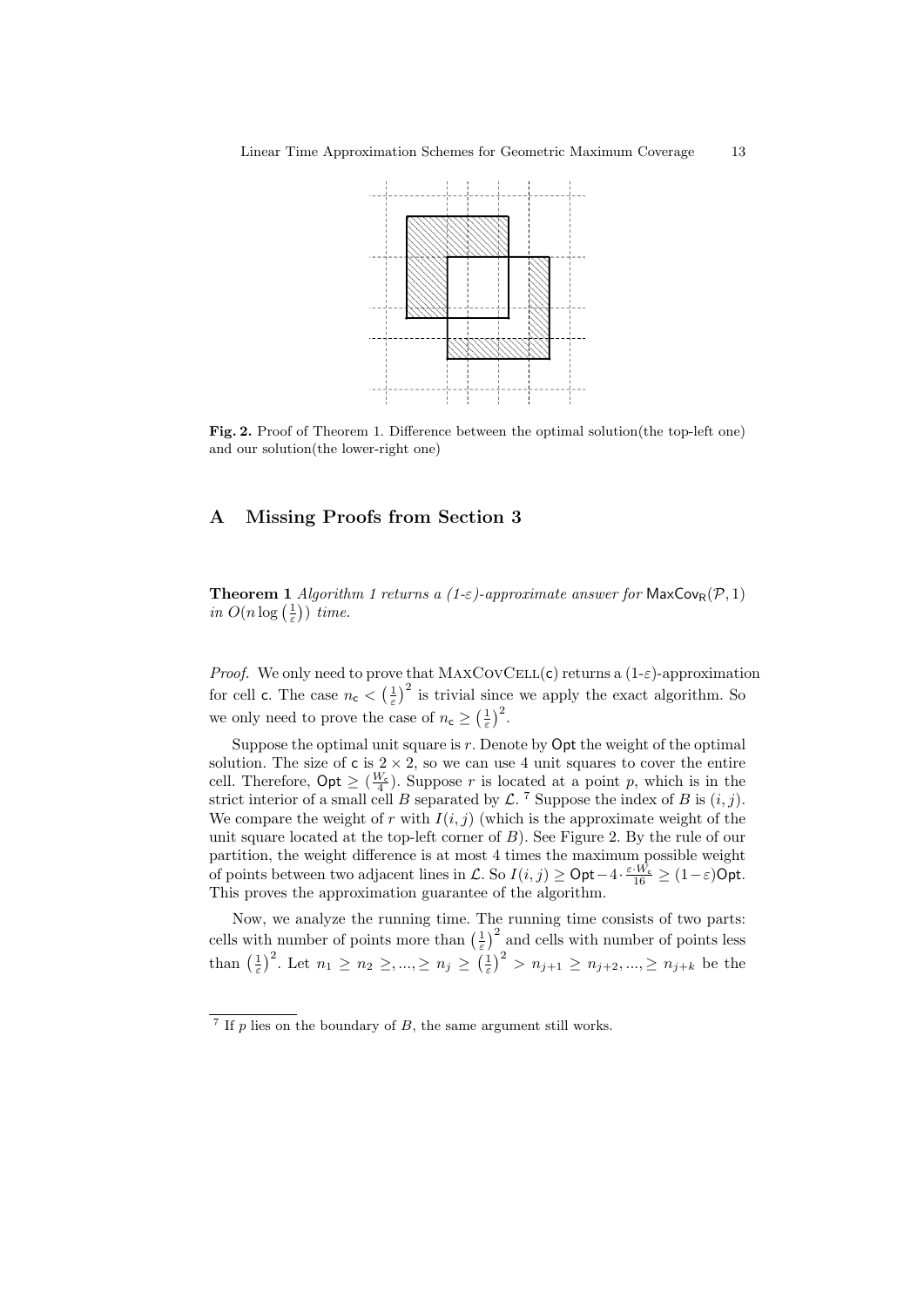**Fig. 2.** Proof of Theorem 1. Difference between the optimal solution(the top-left one) and our solution(the lower-right one)

# A Missing Proofs from Section 3

**Theorem 1** *Algorithm 1 returns a (1-$\varepsilon$)-approximate answer for* $\mathsf{MaxCov}_{\mathsf{R}}(\mathcal{P}, 1)$ *in* $O(n \log\left(\frac{1}{\varepsilon}\right))$ *time.*

*Proof.* We only need to prove that MaxCovCell(c) returns a (1-$\varepsilon$)-approximation for cell c. The case $n_{\mathsf{c}} < \left(\frac{1}{\varepsilon}\right)^2$ is trivial since we apply the exact algorithm. So we only need to prove the case of $n_{\mathsf{c}} \geq \left(\frac{1}{\varepsilon}\right)^2$.

Suppose the optimal unit square is $r$. Denote by $\mathsf{Opt}$ the weight of the optimal solution. The size of c is $2 \times 2$, so we can use 4 unit squares to cover the entire cell. Therefore, $\mathsf{Opt} \geq \left(\frac{W_{\mathsf{c}}}{4}\right)$. Suppose $r$ is located at a point $p$, which is in the strict interior of a small cell $B$ separated by $\mathcal{L}$. [7] Suppose the index of $B$ is $(i, j)$. We compare the weight of $r$ with $I(i, j)$ (which is the approximate weight of the unit square located at the top-left corner of $B$). See Figure 2. By the rule of our partition, the weight difference is at most 4 times the maximum possible weight of points between two adjacent lines in $\mathcal{L}$. So $I(i, j) \geq \mathsf{Opt} - 4 \cdot \frac{\varepsilon \cdot W_{\mathsf{c}}}{16} \geq (1-\varepsilon)\mathsf{Opt}$. This proves the approximation guarantee of the algorithm.

Now, we analyze the running time. The running time consists of two parts: cells with number of points more than $\left(\frac{1}{\varepsilon}\right)^2$ and cells with number of points less than $\left(\frac{1}{\varepsilon}\right)^2$. Let $n_1 \geq n_2 \geq, ..., \geq n_j \geq \left(\frac{1}{\varepsilon}\right)^2 > n_{j+1} \geq n_{j+2}, ..., \geq n_{j+k}$ be the

[7] If $p$ lies on the boundary of $B$, the same argument still works.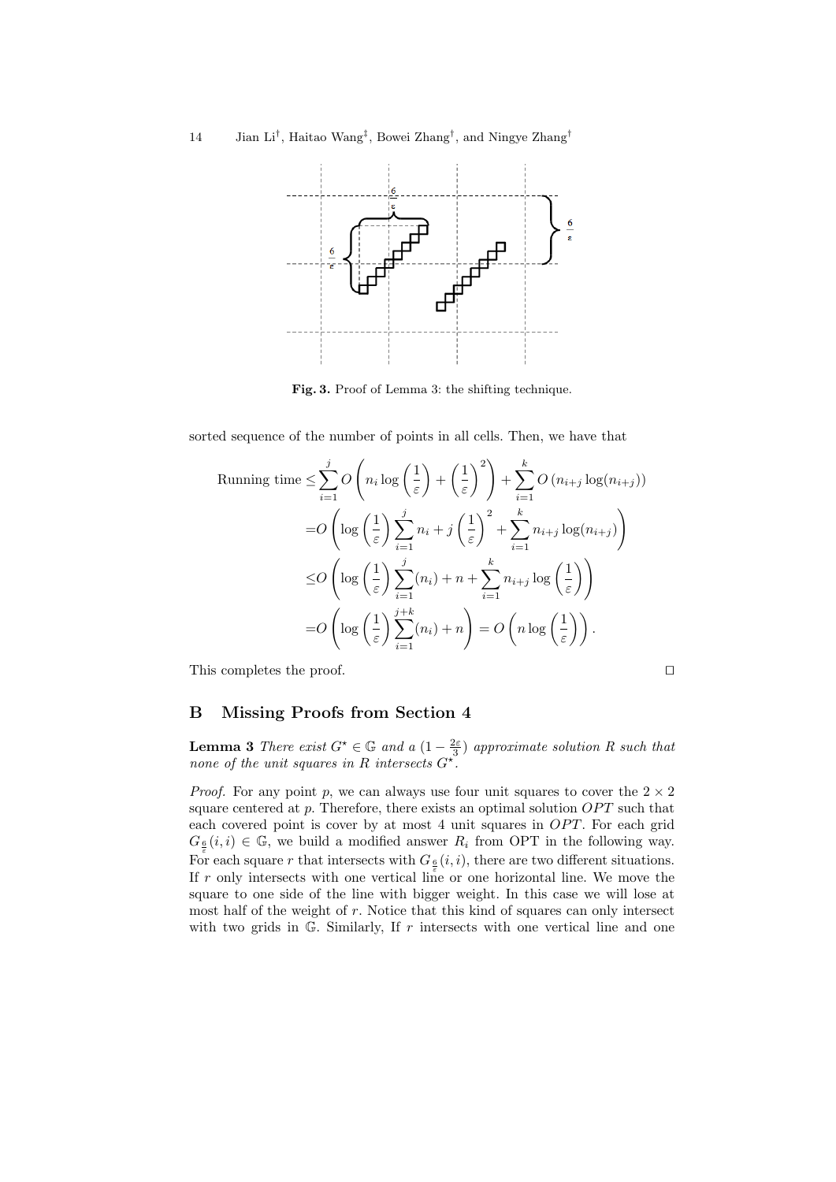Fig. 3. Proof of Lemma 3: the shifting technique.

sorted sequence of the number of points in all cells. Then, we have that

$$
\begin{aligned}
\text{Running time} \leq & \sum_{i=1}^{j} O\left(n_i \log\left(\frac{1}{\varepsilon}\right) + \left(\frac{1}{\varepsilon}\right)^2\right) + \sum_{i=1}^{k} O\left(n_{i+j}\log(n_{i+j})\right) \\
= & O\left(\log\left(\frac{1}{\varepsilon}\right)\sum_{i=1}^{j} n_i + j\left(\frac{1}{\varepsilon}\right)^2 + \sum_{i=1}^{k} n_{i+j}\log(n_{i+j})\right) \\
\leq & O\left(\log\left(\frac{1}{\varepsilon}\right)\sum_{i=1}^{j}(n_i) + n + \sum_{i=1}^{k} n_{i+j}\log\left(\frac{1}{\varepsilon}\right)\right) \\
= & O\left(\log\left(\frac{1}{\varepsilon}\right)\sum_{i=1}^{j+k}(n_i) + n\right) = O\left(n\log\left(\frac{1}{\varepsilon}\right)\right).
\end{aligned}
$$

This completes the proof. □

## B Missing Proofs from Section 4

**Lemma 3** *There exist $G^\star \in \mathbb{G}$ and a $(1-\frac{2\varepsilon}{3})$ approximate solution $R$ such that none of the unit squares in $R$ intersects $G^\star$.*

*Proof.* For any point $p$, we can always use four unit squares to cover the $2 \times 2$ square centered at $p$. Therefore, there exists an optimal solution $OPT$ such that each covered point is cover by at most 4 unit squares in $OPT$. For each grid $G_{\frac{6}{\varepsilon}}(i,i) \in \mathbb{G}$, we build a modified answer $R_i$ from OPT in the following way. For each square $r$ that intersects with $G_{\frac{6}{\varepsilon}}(i,i)$, there are two different situations. If $r$ only intersects with one vertical line or one horizontal line. We move the square to one side of the line with bigger weight. In this case we will lose at most half of the weight of $r$. Notice that this kind of squares can only intersect with two grids in $\mathbb{G}$. Similarly, If $r$ intersects with one vertical line and one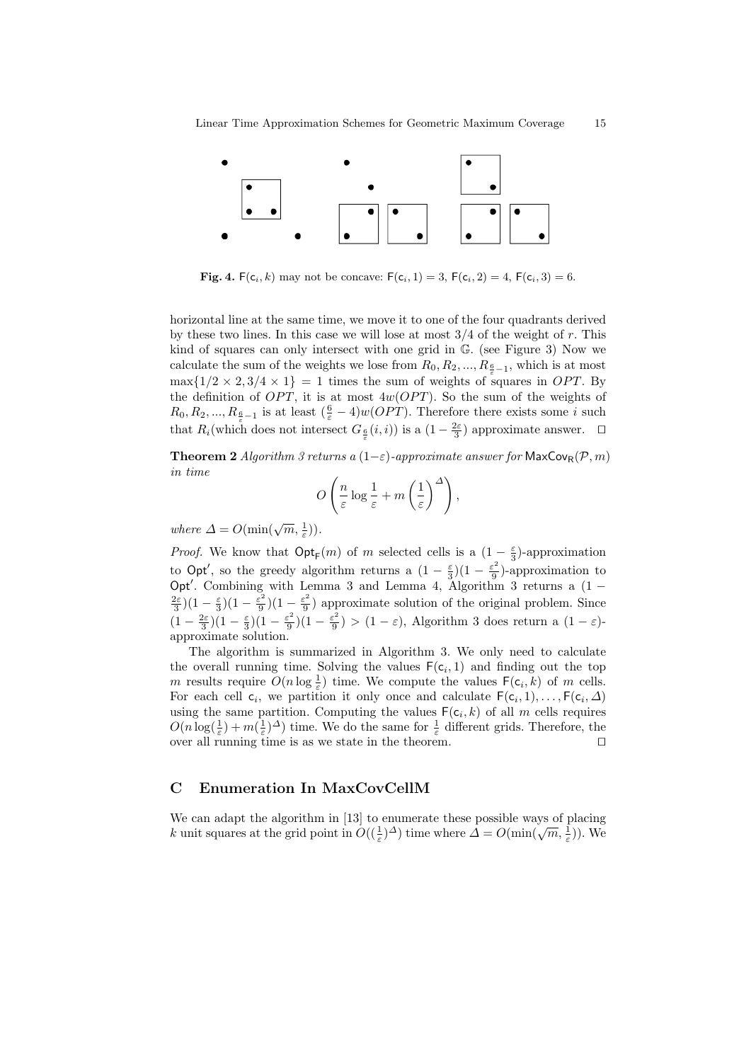**Fig. 4.** $\mathsf{F}(\mathsf{c}_i, k)$ may not be concave: $\mathsf{F}(\mathsf{c}_i, 1) = 3$, $\mathsf{F}(\mathsf{c}_i, 2) = 4$, $\mathsf{F}(\mathsf{c}_i, 3) = 6$.

horizontal line at the same time, we move it to one of the four quadrants derived by these two lines. In this case we will lose at most $3/4$ of the weight of $r$. This kind of squares can only intersect with one grid in $\mathbb{G}$. (see Figure 3) Now we calculate the sum of the weights we lose from $R_0, R_2, ..., R_{\frac{6}{\varepsilon}-1}$, which is at most $\max\{1/2 \times 2, 3/4 \times 1\} = 1$ times the sum of weights of squares in $OPT$. By the definition of $OPT$, it is at most $4w(OPT)$. So the sum of the weights of $R_0, R_2, ..., R_{\frac{6}{\varepsilon}-1}$ is at least $(\frac{6}{\varepsilon} - 4)w(OPT)$. Therefore there exists some $i$ such that $R_i$(which does not intersect $G_{\frac{6}{\varepsilon}}(i, i)$) is a $(1 - \frac{2\varepsilon}{3})$ approximate answer. $\square$

**Theorem 2** *Algorithm 3 returns a $(1-\varepsilon)$-approximate answer for $\mathsf{MaxCov_R}(\mathcal{P}, m)$ in time*

$$O\left(\frac{n}{\varepsilon}\log\frac{1}{\varepsilon} + m\left(\frac{1}{\varepsilon}\right)^{\Delta}\right),$$

*where $\Delta = O(\min(\sqrt{m}, \frac{1}{\varepsilon}))$.*

*Proof.* We know that $\mathsf{Opt_F}(m)$ of $m$ selected cells is a $(1 - \frac{\varepsilon}{3})$-approximation to $\mathsf{Opt}'$, so the greedy algorithm returns a $(1 - \frac{\varepsilon}{3})(1 - \frac{\varepsilon^2}{9})$-approximation to $\mathsf{Opt}'$. Combining with Lemma 3 and Lemma 4, Algorithm 3 returns a $(1 - \frac{2\varepsilon}{3})(1 - \frac{\varepsilon}{3})(1 - \frac{\varepsilon^2}{9})(1 - \frac{\varepsilon^2}{9})$ approximate solution of the original problem. Since $(1 - \frac{2\varepsilon}{3})(1 - \frac{\varepsilon}{3})(1 - \frac{\varepsilon^2}{9})(1 - \frac{\varepsilon^2}{9}) > (1 - \varepsilon)$, Algorithm 3 does return a $(1 - \varepsilon)$-approximate solution.

The algorithm is summarized in Algorithm 3. We only need to calculate the overall running time. Solving the values $\mathsf{F}(\mathsf{c}_i, 1)$ and finding out the top $m$ results require $O(n \log \frac{1}{\varepsilon})$ time. We compute the values $\mathsf{F}(\mathsf{c}_i, k)$ of $m$ cells. For each cell $\mathsf{c}_i$, we partition it only once and calculate $\mathsf{F}(\mathsf{c}_i, 1), \ldots, \mathsf{F}(\mathsf{c}_i, \Delta)$ using the same partition. Computing the values $\mathsf{F}(\mathsf{c}_i, k)$ of all $m$ cells requires $O(n \log(\frac{1}{\varepsilon}) + m(\frac{1}{\varepsilon})^{\Delta})$ time. We do the same for $\frac{1}{\varepsilon}$ different grids. Therefore, the over all running time is as we state in the theorem. $\square$

## C Enumeration In MaxCovCellM

We can adapt the algorithm in [13] to enumerate these possible ways of placing $k$ unit squares at the grid point in $O((\frac{1}{\varepsilon})^{\Delta})$ time where $\Delta = O(\min(\sqrt{m}, \frac{1}{\varepsilon}))$. We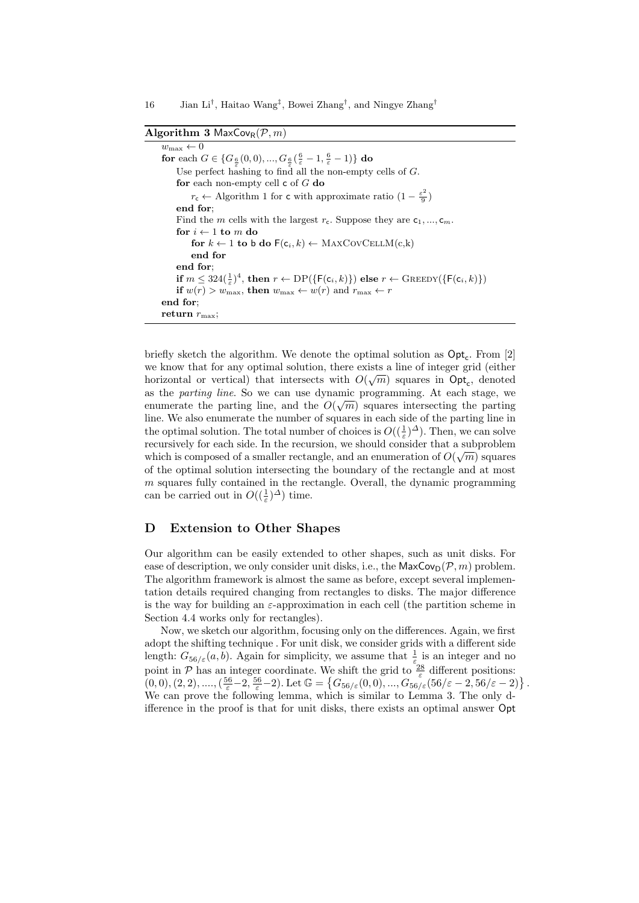**Algorithm 3** $\mathsf{MaxCov_R}(\mathcal{P}, m)$

```
w_max ← 0
for each G ∈ {G_{6/ε}(0,0), ..., G_{6/ε}(6/ε − 1, 6/ε − 1)} do
    Use perfect hashing to find all the non-empty cells of G.
    for each non-empty cell c of G do
        r_c ← Algorithm 1 for c with approximate ratio (1 − ε²/9)
    end for;
    Find the m cells with the largest r_c. Suppose they are c_1, ..., c_m.
    for i ← 1 to m do
        for k ← 1 to b do F(c_i, k) ← MaxCovCellM(c,k)
        end for
    end for;
    if m ≤ 324(1/ε)^4, then r ← DP({F(c_i, k)}) else r ← Greedy({F(c_i, k)})
    if w(r) > w_max, then w_max ← w(r) and r_max ← r
end for;
return r_max;
```

briefly sketch the algorithm. We denote the optimal solution as $\mathsf{Opt_c}$. From [2] we know that for any optimal solution, there exists a line of integer grid (either horizontal or vertical) that intersects with $O(\sqrt{m})$ squares in $\mathsf{Opt_c}$, denoted as the *parting line*. So we can use dynamic programming. At each stage, we enumerate the parting line, and the $O(\sqrt{m})$ squares intersecting the parting line. We also enumerate the number of squares in each side of the parting line in the optimal solution. The total number of choices is $O((\frac{1}{\varepsilon})^{\Delta})$. Then, we can solve recursively for each side. In the recursion, we should consider that a subproblem which is composed of a smaller rectangle, and an enumeration of $O(\sqrt{m})$ squares of the optimal solution intersecting the boundary of the rectangle and at most $m$ squares fully contained in the rectangle. Overall, the dynamic programming can be carried out in $O((\frac{1}{\varepsilon})^{\Delta})$ time.

## D Extension to Other Shapes

Our algorithm can be easily extended to other shapes, such as unit disks. For ease of description, we only consider unit disks, i.e., the $\mathsf{MaxCov_D}(\mathcal{P}, m)$ problem. The algorithm framework is almost the same as before, except several implementation details required changing from rectangles to disks. The major difference is the way for building an $\varepsilon$-approximation in each cell (the partition scheme in Section 4.4 works only for rectangles).

Now, we sketch our algorithm, focusing only on the differences. Again, we first adopt the shifting technique . For unit disk, we consider grids with a different side length: $G_{56/\varepsilon}(a, b)$. Again for simplicity, we assume that $\frac{1}{\varepsilon}$ is an integer and no point in $\mathcal{P}$ has an integer coordinate. We shift the grid to $\frac{28}{\varepsilon}$ different positions: $(0, 0), (2, 2), ...., (\frac{56}{\varepsilon}-2, \frac{56}{\varepsilon}-2)$. Let $\mathbb{G} = \{G_{56/\varepsilon}(0, 0), ..., G_{56/\varepsilon}(56/\varepsilon - 2, 56/\varepsilon - 2)\}$. We can prove the following lemma, which is similar to Lemma 3. The only difference in the proof is that for unit disks, there exists an optimal answer $\mathsf{Opt}$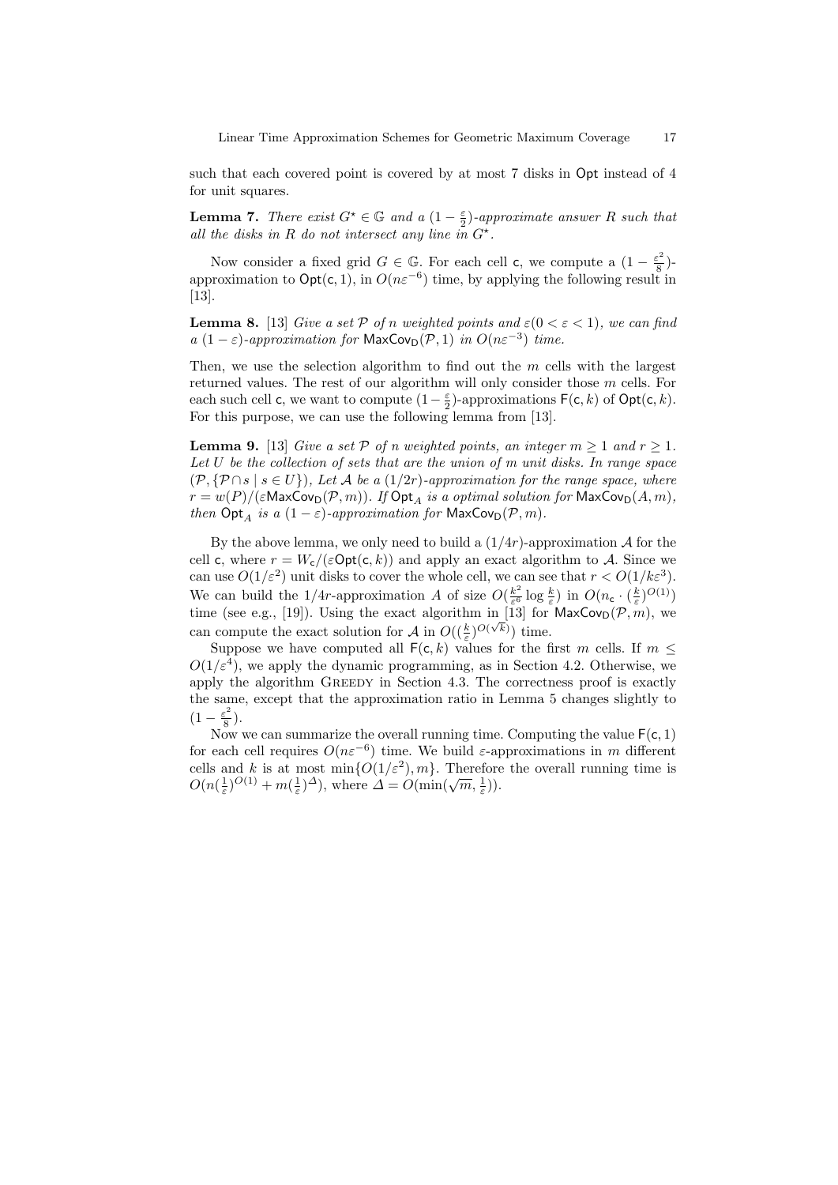such that each covered point is covered by at most 7 disks in Opt instead of 4 for unit squares.

**Lemma 7.** *There exist $G^\star \in \mathbb{G}$ and a $(1-\frac{\varepsilon}{2})$-approximate answer $R$ such that all the disks in $R$ do not intersect any line in $G^\star$.*

Now consider a fixed grid $G \in \mathbb{G}$. For each cell $\mathsf{c}$, we compute a $(1-\frac{\varepsilon^2}{8})$-approximation to $\mathsf{Opt}(\mathsf{c}, 1)$, in $O(n\varepsilon^{-6})$ time, by applying the following result in [13].

**Lemma 8.** [13] *Give a set $\mathcal{P}$ of $n$ weighted points and $\varepsilon (0 < \varepsilon < 1)$, we can find a $(1-\varepsilon)$-approximation for $\mathsf{MaxCov_D}(\mathcal{P}, 1)$ in $O(n\varepsilon^{-3})$ time.*

Then, we use the selection algorithm to find out the $m$ cells with the largest returned values. The rest of our algorithm will only consider those $m$ cells. For each such cell $\mathsf{c}$, we want to compute $(1-\frac{\varepsilon}{2})$-approximations $\mathsf{F}(\mathsf{c}, k)$ of $\mathsf{Opt}(\mathsf{c}, k)$. For this purpose, we can use the following lemma from [13].

**Lemma 9.** [13] *Give a set $\mathcal{P}$ of $n$ weighted points, an integer $m \geq 1$ and $r \geq 1$. Let $U$ be the collection of sets that are the union of $m$ unit disks. In range space $(\mathcal{P}, \{\mathcal{P} \cap s \mid s \in U\})$, Let $\mathcal{A}$ be a $(1/2r)$-approximation for the range space, where $r = w(P)/(\varepsilon \mathsf{MaxCov_D}(\mathcal{P}, m))$. If $\mathsf{Opt}_A$ is a optimal solution for $\mathsf{MaxCov_D}(A, m)$, then $\mathsf{Opt}_A$ is a $(1-\varepsilon)$-approximation for $\mathsf{MaxCov_D}(\mathcal{P}, m)$.*

By the above lemma, we only need to build a $(1/4r)$-approximation $\mathcal{A}$ for the cell $\mathsf{c}$, where $r = W_{\mathsf{c}}/(\varepsilon \mathsf{Opt}(\mathsf{c}, k))$ and apply an exact algorithm to $\mathcal{A}$. Since we can use $O(1/\varepsilon^2)$ unit disks to cover the whole cell, we can see that $r < O(1/k\varepsilon^3)$. We can build the $1/4r$-approximation $A$ of size $O(\frac{k^2}{\varepsilon^6}\log\frac{k}{\varepsilon})$ in $O(n_{\mathsf{c}} \cdot (\frac{k}{\varepsilon})^{O(1)})$ time (see e.g., [19]). Using the exact algorithm in [13] for $\mathsf{MaxCov_D}(\mathcal{P}, m)$, we can compute the exact solution for $\mathcal{A}$ in $O((\frac{k}{\varepsilon})^{O(\sqrt{k})})$ time.

Suppose we have computed all $\mathsf{F}(\mathsf{c}, k)$ values for the first $m$ cells. If $m \leq O(1/\varepsilon^4)$, we apply the dynamic programming, as in Section 4.2. Otherwise, we apply the algorithm GREEDY in Section 4.3. The correctness proof is exactly the same, except that the approximation ratio in Lemma 5 changes slightly to $(1-\frac{\varepsilon^2}{8})$.

Now we can summarize the overall running time. Computing the value $\mathsf{F}(\mathsf{c}, 1)$ for each cell requires $O(n\varepsilon^{-6})$ time. We build $\varepsilon$-approximations in $m$ different cells and $k$ is at most $\min\{O(1/\varepsilon^2), m\}$. Therefore the overall running time is $O(n(\frac{1}{\varepsilon})^{O(1)} + m(\frac{1}{\varepsilon})^{\Delta})$, where $\Delta = O(\min(\sqrt{m}, \frac{1}{\varepsilon}))$.